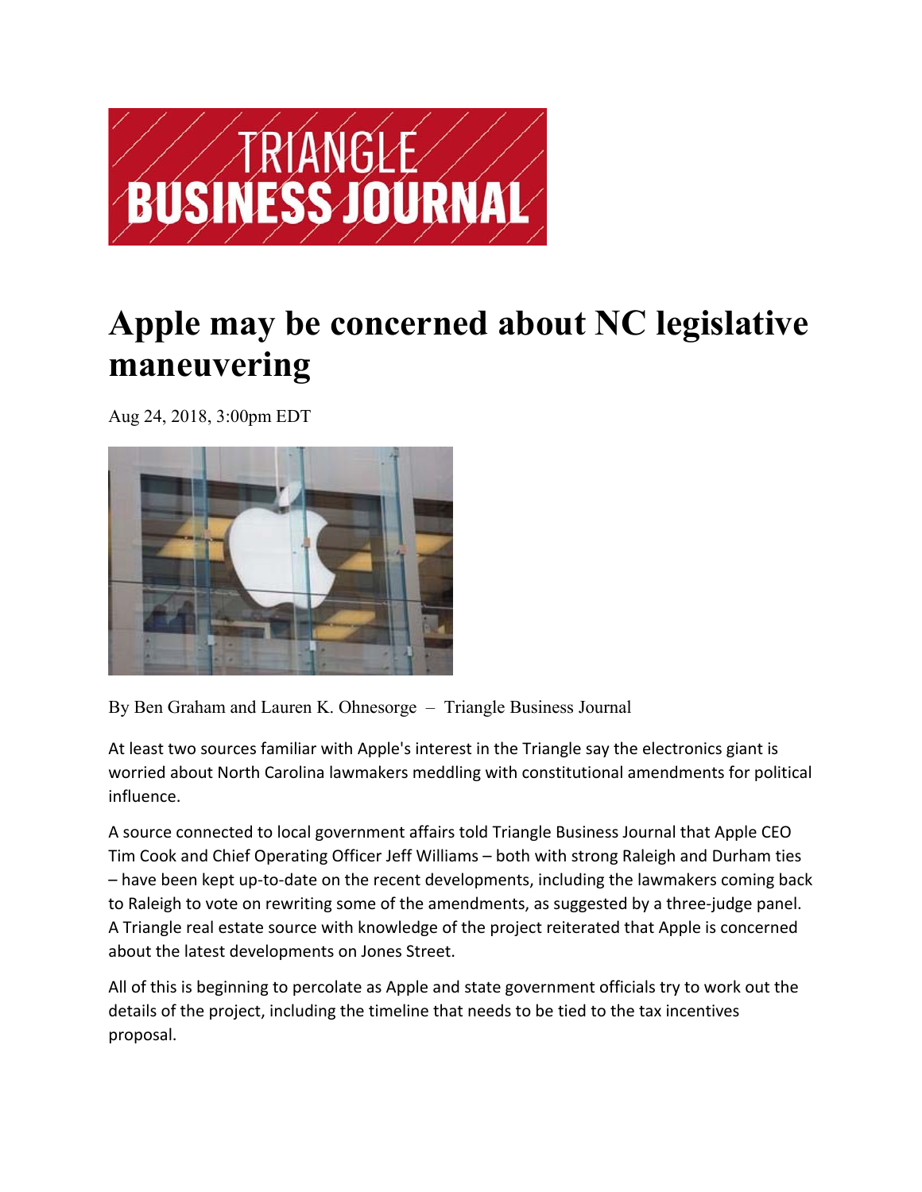TRIANGLE
BUSINESS JOURNAL

# Apple may be concerned about NC legislative maneuvering

Aug 24, 2018, 3:00pm EDT

By Ben Graham and Lauren K. Ohnesorge – Triangle Business Journal

At least two sources familiar with Apple's interest in the Triangle say the electronics giant is worried about North Carolina lawmakers meddling with constitutional amendments for political influence.

A source connected to local government affairs told Triangle Business Journal that Apple CEO Tim Cook and Chief Operating Officer Jeff Williams – both with strong Raleigh and Durham ties – have been kept up-to-date on the recent developments, including the lawmakers coming back to Raleigh to vote on rewriting some of the amendments, as suggested by a three-judge panel. A Triangle real estate source with knowledge of the project reiterated that Apple is concerned about the latest developments on Jones Street.

All of this is beginning to percolate as Apple and state government officials try to work out the details of the project, including the timeline that needs to be tied to the tax incentives proposal.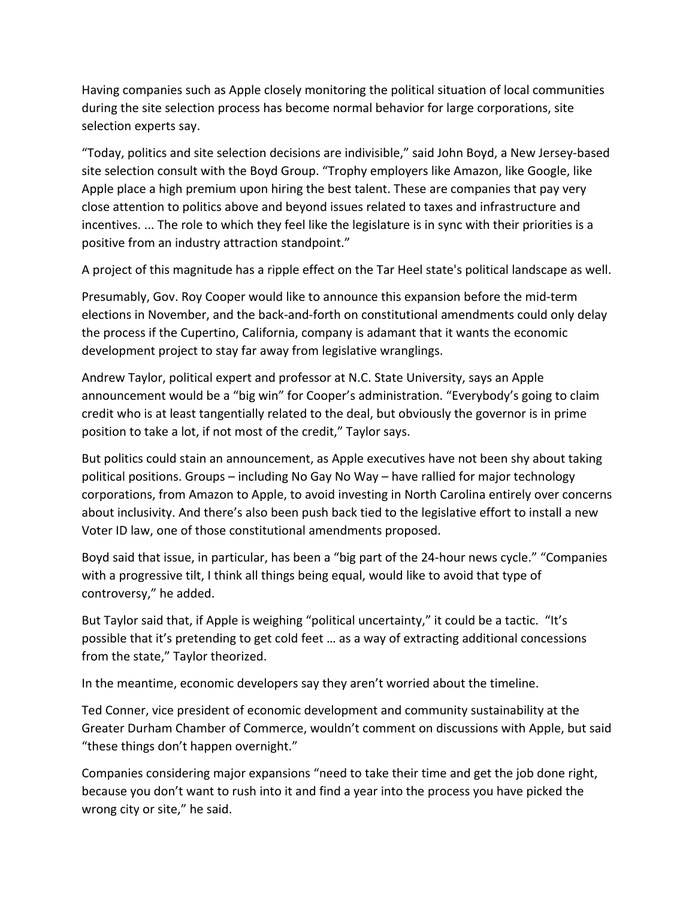Having companies such as Apple closely monitoring the political situation of local communities during the site selection process has become normal behavior for large corporations, site selection experts say.

"Today, politics and site selection decisions are indivisible," said John Boyd, a New Jersey-based site selection consult with the Boyd Group. "Trophy employers like Amazon, like Google, like Apple place a high premium upon hiring the best talent. These are companies that pay very close attention to politics above and beyond issues related to taxes and infrastructure and incentives. ... The role to which they feel like the legislature is in sync with their priorities is a positive from an industry attraction standpoint."

A project of this magnitude has a ripple effect on the Tar Heel state's political landscape as well.

Presumably, Gov. Roy Cooper would like to announce this expansion before the mid-term elections in November, and the back-and-forth on constitutional amendments could only delay the process if the Cupertino, California, company is adamant that it wants the economic development project to stay far away from legislative wranglings.

Andrew Taylor, political expert and professor at N.C. State University, says an Apple announcement would be a "big win" for Cooper's administration. "Everybody's going to claim credit who is at least tangentially related to the deal, but obviously the governor is in prime position to take a lot, if not most of the credit," Taylor says.

But politics could stain an announcement, as Apple executives have not been shy about taking political positions. Groups – including No Gay No Way – have rallied for major technology corporations, from Amazon to Apple, to avoid investing in North Carolina entirely over concerns about inclusivity. And there's also been push back tied to the legislative effort to install a new Voter ID law, one of those constitutional amendments proposed.

Boyd said that issue, in particular, has been a "big part of the 24-hour news cycle." "Companies with a progressive tilt, I think all things being equal, would like to avoid that type of controversy," he added.

But Taylor said that, if Apple is weighing "political uncertainty," it could be a tactic. "It's possible that it's pretending to get cold feet … as a way of extracting additional concessions from the state," Taylor theorized.

In the meantime, economic developers say they aren't worried about the timeline.

Ted Conner, vice president of economic development and community sustainability at the Greater Durham Chamber of Commerce, wouldn't comment on discussions with Apple, but said "these things don't happen overnight."

Companies considering major expansions "need to take their time and get the job done right, because you don't want to rush into it and find a year into the process you have picked the wrong city or site," he said.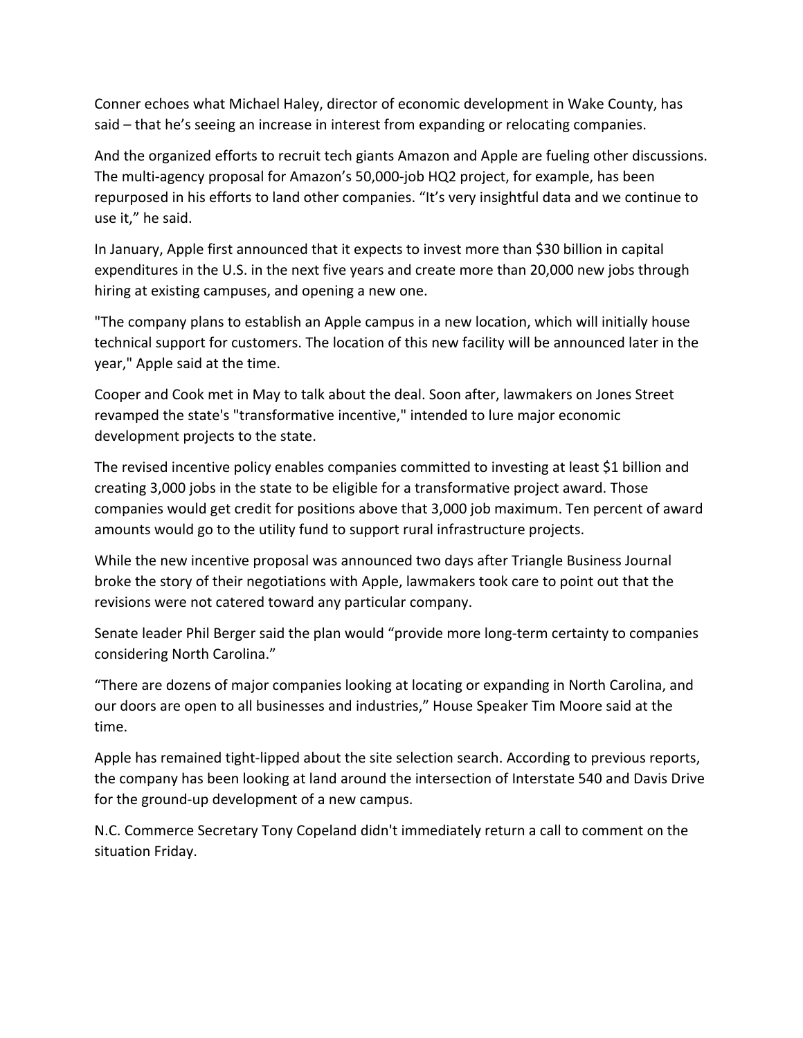Conner echoes what Michael Haley, director of economic development in Wake County, has said – that he's seeing an increase in interest from expanding or relocating companies.

And the organized efforts to recruit tech giants Amazon and Apple are fueling other discussions. The multi-agency proposal for Amazon's 50,000-job HQ2 project, for example, has been repurposed in his efforts to land other companies. "It's very insightful data and we continue to use it," he said.

In January, Apple first announced that it expects to invest more than $30 billion in capital expenditures in the U.S. in the next five years and create more than 20,000 new jobs through hiring at existing campuses, and opening a new one.

"The company plans to establish an Apple campus in a new location, which will initially house technical support for customers. The location of this new facility will be announced later in the year," Apple said at the time.

Cooper and Cook met in May to talk about the deal. Soon after, lawmakers on Jones Street revamped the state's "transformative incentive," intended to lure major economic development projects to the state.

The revised incentive policy enables companies committed to investing at least $1 billion and creating 3,000 jobs in the state to be eligible for a transformative project award. Those companies would get credit for positions above that 3,000 job maximum. Ten percent of award amounts would go to the utility fund to support rural infrastructure projects.

While the new incentive proposal was announced two days after Triangle Business Journal broke the story of their negotiations with Apple, lawmakers took care to point out that the revisions were not catered toward any particular company.

Senate leader Phil Berger said the plan would "provide more long-term certainty to companies considering North Carolina."

"There are dozens of major companies looking at locating or expanding in North Carolina, and our doors are open to all businesses and industries," House Speaker Tim Moore said at the time.

Apple has remained tight-lipped about the site selection search. According to previous reports, the company has been looking at land around the intersection of Interstate 540 and Davis Drive for the ground-up development of a new campus.

N.C. Commerce Secretary Tony Copeland didn't immediately return a call to comment on the situation Friday.